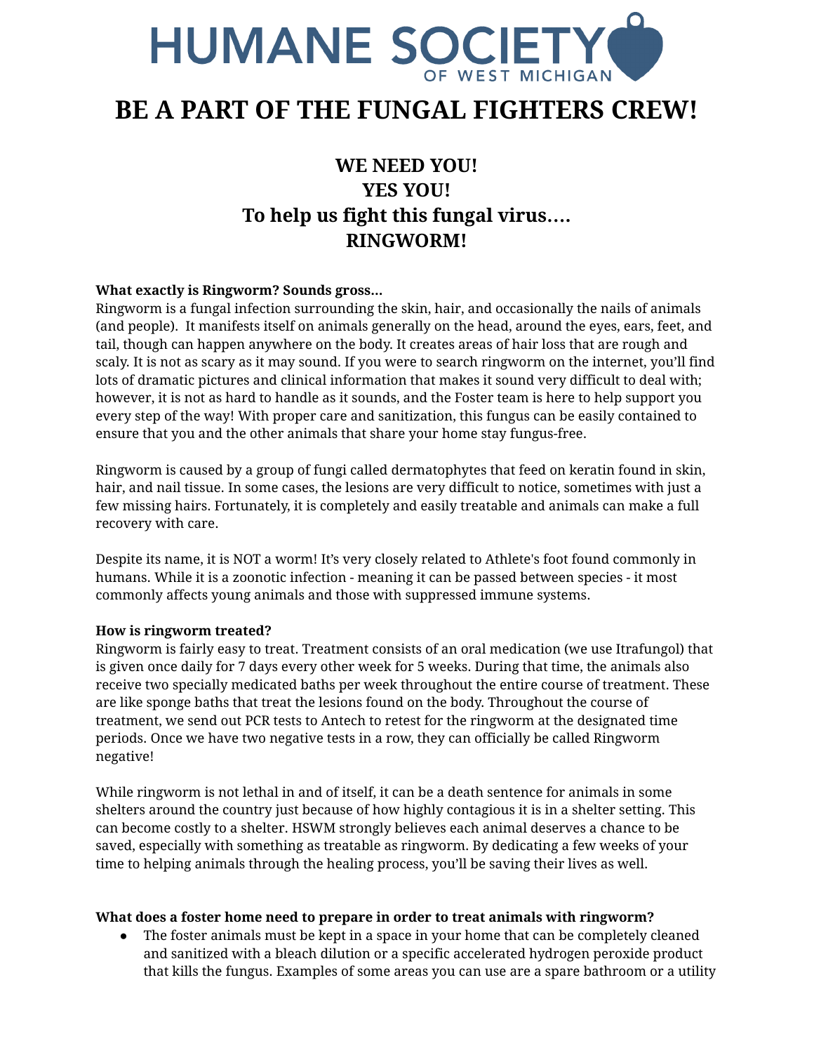HUMANE SOCIETY OF WEST MICHIGAN

# BE A PART OF THE FUNGAL FIGHTERS CREW!

## WE NEED YOU!
## YES YOU!
## To help us fight this fungal virus….
## RINGWORM!

**What exactly is Ringworm? Sounds gross…**

Ringworm is a fungal infection surrounding the skin, hair, and occasionally the nails of animals (and people). It manifests itself on animals generally on the head, around the eyes, ears, feet, and tail, though can happen anywhere on the body. It creates areas of hair loss that are rough and scaly. It is not as scary as it may sound. If you were to search ringworm on the internet, you'll find lots of dramatic pictures and clinical information that makes it sound very difficult to deal with; however, it is not as hard to handle as it sounds, and the Foster team is here to help support you every step of the way! With proper care and sanitization, this fungus can be easily contained to ensure that you and the other animals that share your home stay fungus-free.

Ringworm is caused by a group of fungi called dermatophytes that feed on keratin found in skin, hair, and nail tissue. In some cases, the lesions are very difficult to notice, sometimes with just a few missing hairs. Fortunately, it is completely and easily treatable and animals can make a full recovery with care.

Despite its name, it is NOT a worm! It's very closely related to Athlete's foot found commonly in humans. While it is a zoonotic infection - meaning it can be passed between species - it most commonly affects young animals and those with suppressed immune systems.

**How is ringworm treated?**

Ringworm is fairly easy to treat. Treatment consists of an oral medication (we use Itrafungol) that is given once daily for 7 days every other week for 5 weeks. During that time, the animals also receive two specially medicated baths per week throughout the entire course of treatment. These are like sponge baths that treat the lesions found on the body. Throughout the course of treatment, we send out PCR tests to Antech to retest for the ringworm at the designated time periods. Once we have two negative tests in a row, they can officially be called Ringworm negative!

While ringworm is not lethal in and of itself, it can be a death sentence for animals in some shelters around the country just because of how highly contagious it is in a shelter setting. This can become costly to a shelter. HSWM strongly believes each animal deserves a chance to be saved, especially with something as treatable as ringworm. By dedicating a few weeks of your time to helping animals through the healing process, you'll be saving their lives as well.

**What does a foster home need to prepare in order to treat animals with ringworm?**

- The foster animals must be kept in a space in your home that can be completely cleaned and sanitized with a bleach dilution or a specific accelerated hydrogen peroxide product that kills the fungus. Examples of some areas you can use are a spare bathroom or a utility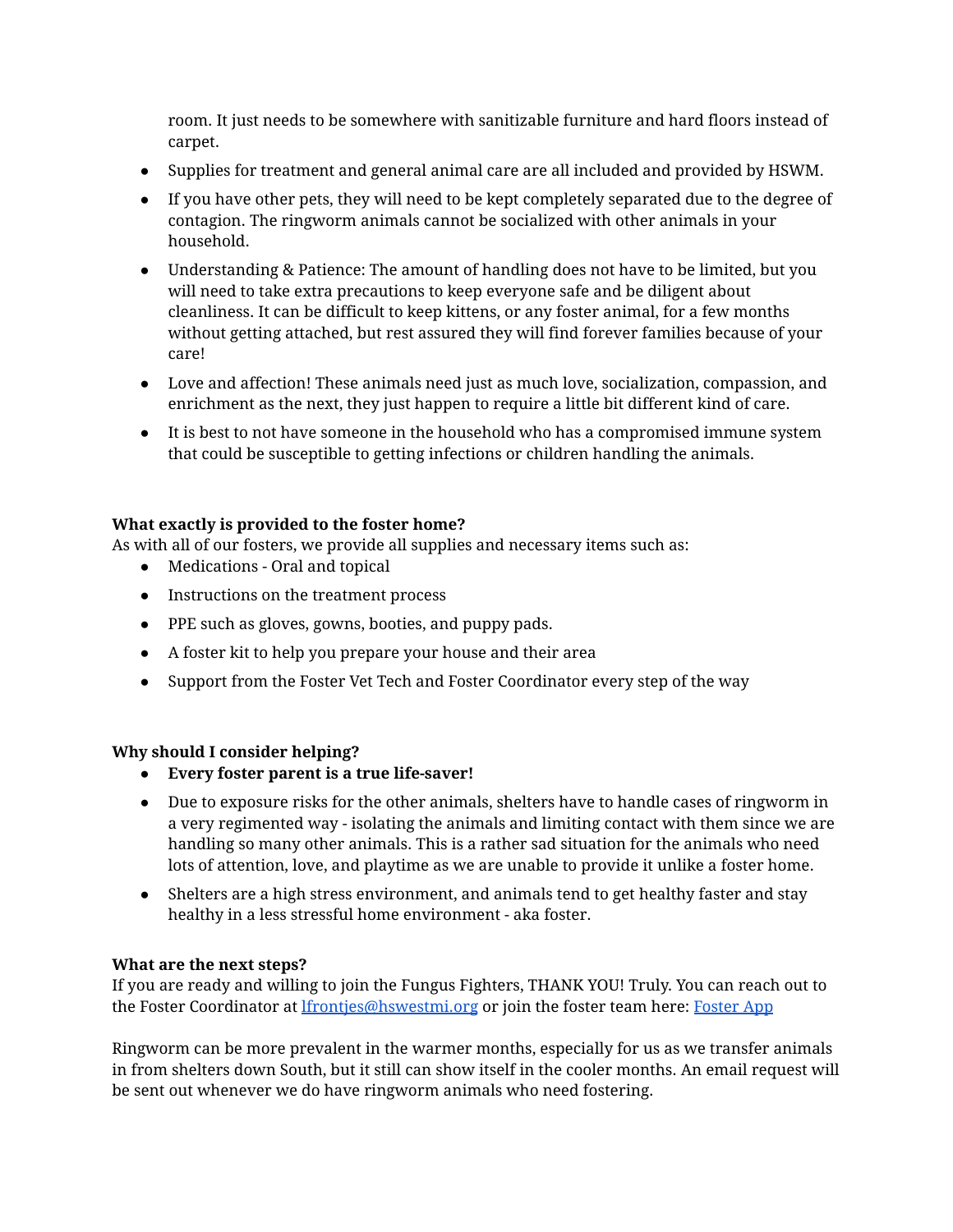room. It just needs to be somewhere with sanitizable furniture and hard floors instead of carpet.

- Supplies for treatment and general animal care are all included and provided by HSWM.
- If you have other pets, they will need to be kept completely separated due to the degree of contagion. The ringworm animals cannot be socialized with other animals in your household.
- Understanding & Patience: The amount of handling does not have to be limited, but you will need to take extra precautions to keep everyone safe and be diligent about cleanliness. It can be difficult to keep kittens, or any foster animal, for a few months without getting attached, but rest assured they will find forever families because of your care!
- Love and affection! These animals need just as much love, socialization, compassion, and enrichment as the next, they just happen to require a little bit different kind of care.
- It is best to not have someone in the household who has a compromised immune system that could be susceptible to getting infections or children handling the animals.

**What exactly is provided to the foster home?**
As with all of our fosters, we provide all supplies and necessary items such as:

- Medications - Oral and topical
- Instructions on the treatment process
- PPE such as gloves, gowns, booties, and puppy pads.
- A foster kit to help you prepare your house and their area
- Support from the Foster Vet Tech and Foster Coordinator every step of the way

**Why should I consider helping?**

- **Every foster parent is a true life-saver!**
- Due to exposure risks for the other animals, shelters have to handle cases of ringworm in a very regimented way - isolating the animals and limiting contact with them since we are handling so many other animals. This is a rather sad situation for the animals who need lots of attention, love, and playtime as we are unable to provide it unlike a foster home.
- Shelters are a high stress environment, and animals tend to get healthy faster and stay healthy in a less stressful home environment - aka foster.

**What are the next steps?**
If you are ready and willing to join the Fungus Fighters, THANK YOU! Truly. You can reach out to the Foster Coordinator at lfrontjes@hswestmi.org or join the foster team here: Foster App

Ringworm can be more prevalent in the warmer months, especially for us as we transfer animals in from shelters down South, but it still can show itself in the cooler months. An email request will be sent out whenever we do have ringworm animals who need fostering.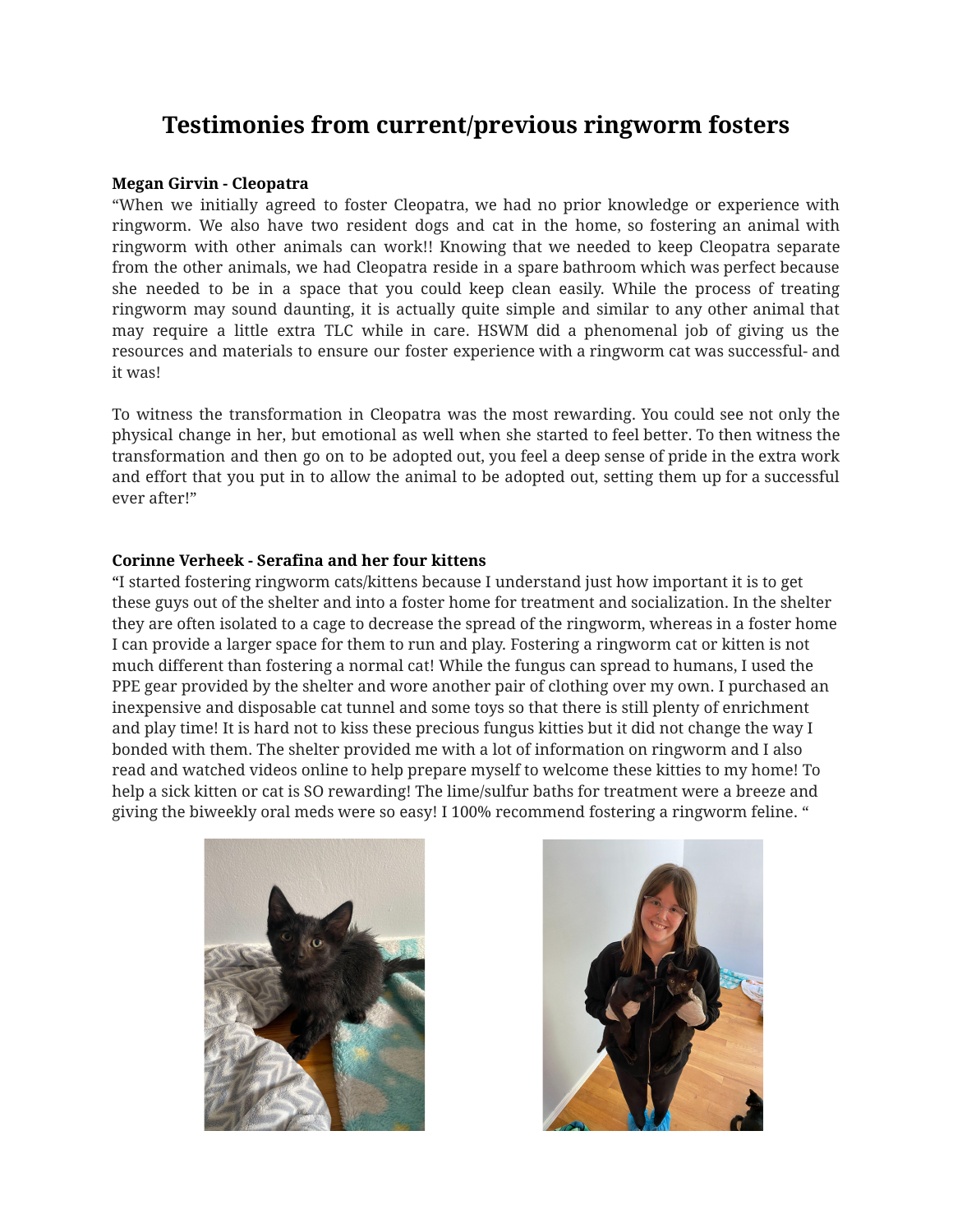# Testimonies from current/previous ringworm fosters

**Megan Girvin - Cleopatra**

"When we initially agreed to foster Cleopatra, we had no prior knowledge or experience with ringworm. We also have two resident dogs and cat in the home, so fostering an animal with ringworm with other animals can work!! Knowing that we needed to keep Cleopatra separate from the other animals, we had Cleopatra reside in a spare bathroom which was perfect because she needed to be in a space that you could keep clean easily. While the process of treating ringworm may sound daunting, it is actually quite simple and similar to any other animal that may require a little extra TLC while in care. HSWM did a phenomenal job of giving us the resources and materials to ensure our foster experience with a ringworm cat was successful- and it was!

To witness the transformation in Cleopatra was the most rewarding. You could see not only the physical change in her, but emotional as well when she started to feel better. To then witness the transformation and then go on to be adopted out, you feel a deep sense of pride in the extra work and effort that you put in to allow the animal to be adopted out, setting them up for a successful ever after!"

**Corinne Verheek - Serafina and her four kittens**

"I started fostering ringworm cats/kittens because I understand just how important it is to get these guys out of the shelter and into a foster home for treatment and socialization. In the shelter they are often isolated to a cage to decrease the spread of the ringworm, whereas in a foster home I can provide a larger space for them to run and play. Fostering a ringworm cat or kitten is not much different than fostering a normal cat! While the fungus can spread to humans, I used the PPE gear provided by the shelter and wore another pair of clothing over my own. I purchased an inexpensive and disposable cat tunnel and some toys so that there is still plenty of enrichment and play time! It is hard not to kiss these precious fungus kitties but it did not change the way I bonded with them. The shelter provided me with a lot of information on ringworm and I also read and watched videos online to help prepare myself to welcome these kitties to my home! To help a sick kitten or cat is SO rewarding! The lime/sulfur baths for treatment were a breeze and giving the biweekly oral meds were so easy! I 100% recommend fostering a ringworm feline. "